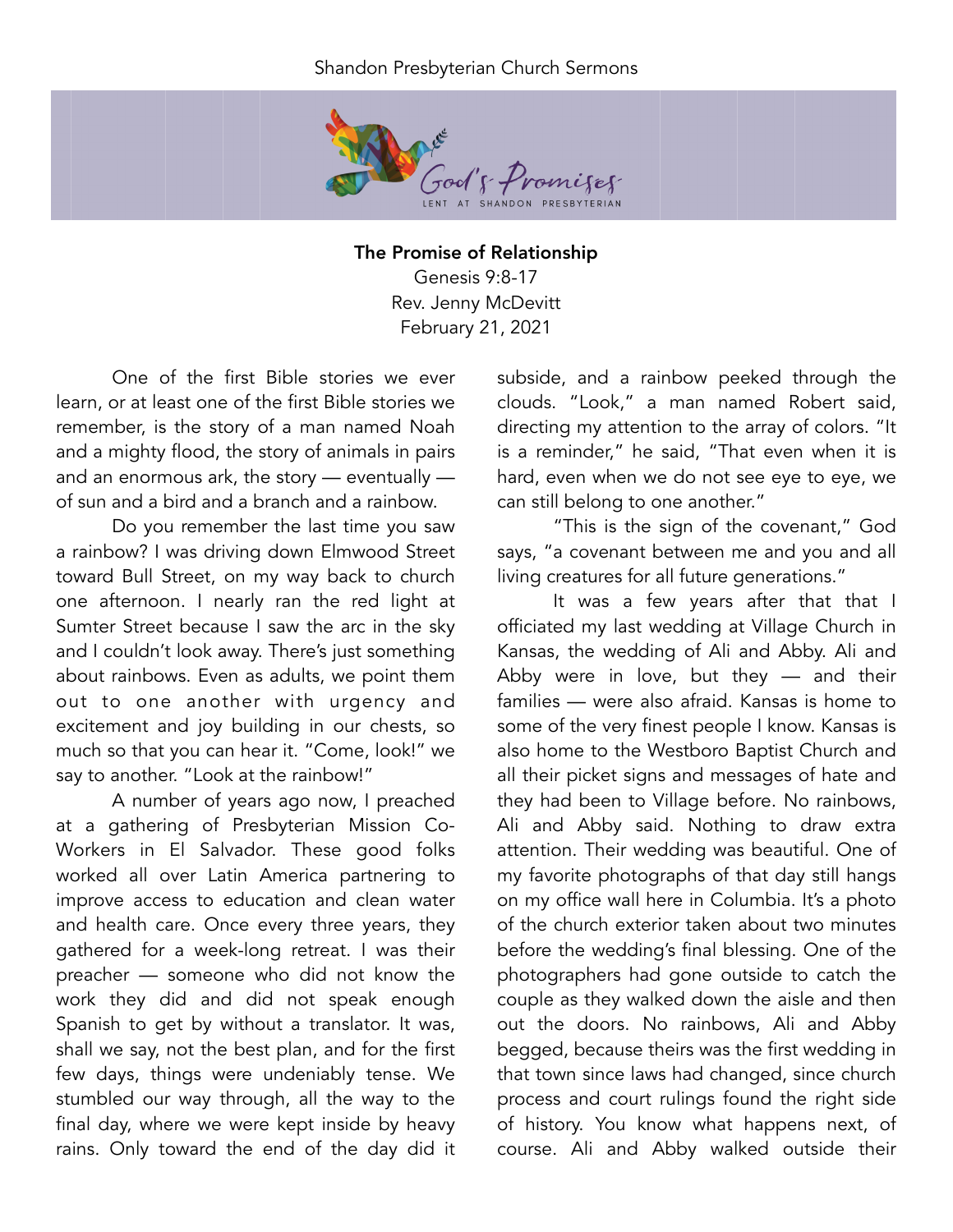Shandon Presbyterian Church Sermons

God's Promises
LENT AT SHANDON PRESBYTERIAN

**The Promise of Relationship**
Genesis 9:8-17
Rev. Jenny McDevitt
February 21, 2021

One of the first Bible stories we ever learn, or at least one of the first Bible stories we remember, is the story of a man named Noah and a mighty flood, the story of animals in pairs and an enormous ark, the story — eventually — of sun and a bird and a branch and a rainbow.

Do you remember the last time you saw a rainbow? I was driving down Elmwood Street toward Bull Street, on my way back to church one afternoon. I nearly ran the red light at Sumter Street because I saw the arc in the sky and I couldn't look away. There's just something about rainbows. Even as adults, we point them out to one another with urgency and excitement and joy building in our chests, so much so that you can hear it. "Come, look!" we say to another. "Look at the rainbow!"

A number of years ago now, I preached at a gathering of Presbyterian Mission Co-Workers in El Salvador. These good folks worked all over Latin America partnering to improve access to education and clean water and health care. Once every three years, they gathered for a week-long retreat. I was their preacher — someone who did not know the work they did and did not speak enough Spanish to get by without a translator. It was, shall we say, not the best plan, and for the first few days, things were undeniably tense. We stumbled our way through, all the way to the final day, where we were kept inside by heavy rains. Only toward the end of the day did it subside, and a rainbow peeked through the clouds. "Look," a man named Robert said, directing my attention to the array of colors. "It is a reminder," he said, "That even when it is hard, even when we do not see eye to eye, we can still belong to one another."

"This is the sign of the covenant," God says, "a covenant between me and you and all living creatures for all future generations."

It was a few years after that that I officiated my last wedding at Village Church in Kansas, the wedding of Ali and Abby. Ali and Abby were in love, but they — and their families — were also afraid. Kansas is home to some of the very finest people I know. Kansas is also home to the Westboro Baptist Church and all their picket signs and messages of hate and they had been to Village before. No rainbows, Ali and Abby said. Nothing to draw extra attention. Their wedding was beautiful. One of my favorite photographs of that day still hangs on my office wall here in Columbia. It's a photo of the church exterior taken about two minutes before the wedding's final blessing. One of the photographers had gone outside to catch the couple as they walked down the aisle and then out the doors. No rainbows, Ali and Abby begged, because theirs was the first wedding in that town since laws had changed, since church process and court rulings found the right side of history. You know what happens next, of course. Ali and Abby walked outside their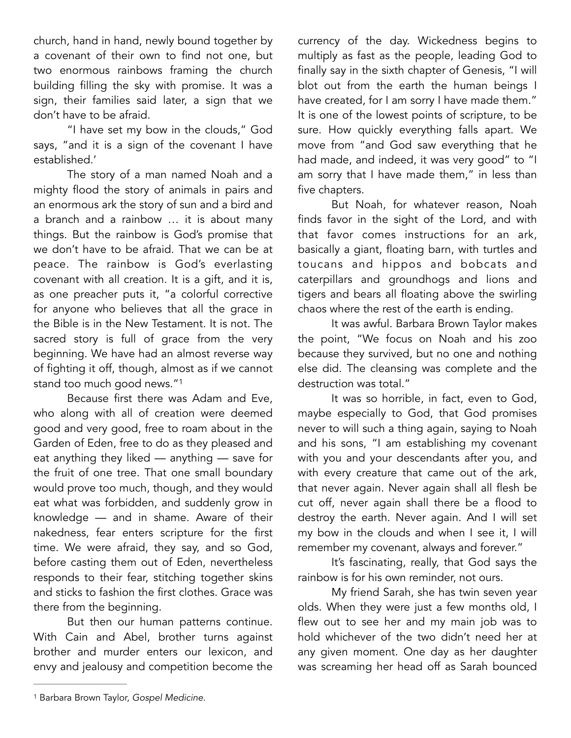church, hand in hand, newly bound together by a covenant of their own to find not one, but two enormous rainbows framing the church building filling the sky with promise. It was a sign, their families said later, a sign that we don't have to be afraid.

"I have set my bow in the clouds," God says, "and it is a sign of the covenant I have established.'

The story of a man named Noah and a mighty flood the story of animals in pairs and an enormous ark the story of sun and a bird and a branch and a rainbow … it is about many things. But the rainbow is God's promise that we don't have to be afraid. That we can be at peace. The rainbow is God's everlasting covenant with all creation. It is a gift, and it is, as one preacher puts it, "a colorful corrective for anyone who believes that all the grace in the Bible is in the New Testament. It is not. The sacred story is full of grace from the very beginning. We have had an almost reverse way of fighting it off, though, almost as if we cannot stand too much good news."[1]

Because first there was Adam and Eve, who along with all of creation were deemed good and very good, free to roam about in the Garden of Eden, free to do as they pleased and eat anything they liked — anything — save for the fruit of one tree. That one small boundary would prove too much, though, and they would eat what was forbidden, and suddenly grow in knowledge — and in shame. Aware of their nakedness, fear enters scripture for the first time. We were afraid, they say, and so God, before casting them out of Eden, nevertheless responds to their fear, stitching together skins and sticks to fashion the first clothes. Grace was there from the beginning.

But then our human patterns continue. With Cain and Abel, brother turns against brother and murder enters our lexicon, and envy and jealousy and competition become the currency of the day. Wickedness begins to multiply as fast as the people, leading God to finally say in the sixth chapter of Genesis, "I will blot out from the earth the human beings I have created, for I am sorry I have made them." It is one of the lowest points of scripture, to be sure. How quickly everything falls apart. We move from "and God saw everything that he had made, and indeed, it was very good" to "I am sorry that I have made them," in less than five chapters.

But Noah, for whatever reason, Noah finds favor in the sight of the Lord, and with that favor comes instructions for an ark, basically a giant, floating barn, with turtles and toucans and hippos and bobcats and caterpillars and groundhogs and lions and tigers and bears all floating above the swirling chaos where the rest of the earth is ending.

It was awful. Barbara Brown Taylor makes the point, "We focus on Noah and his zoo because they survived, but no one and nothing else did. The cleansing was complete and the destruction was total."

It was so horrible, in fact, even to God, maybe especially to God, that God promises never to will such a thing again, saying to Noah and his sons, "I am establishing my covenant with you and your descendants after you, and with every creature that came out of the ark, that never again. Never again shall all flesh be cut off, never again shall there be a flood to destroy the earth. Never again. And I will set my bow in the clouds and when I see it, I will remember my covenant, always and forever."

It's fascinating, really, that God says the rainbow is for his own reminder, not ours.

My friend Sarah, she has twin seven year olds. When they were just a few months old, I flew out to see her and my main job was to hold whichever of the two didn't need her at any given moment. One day as her daughter was screaming her head off as Sarah bounced

---

[1] Barbara Brown Taylor, *Gospel Medicine*.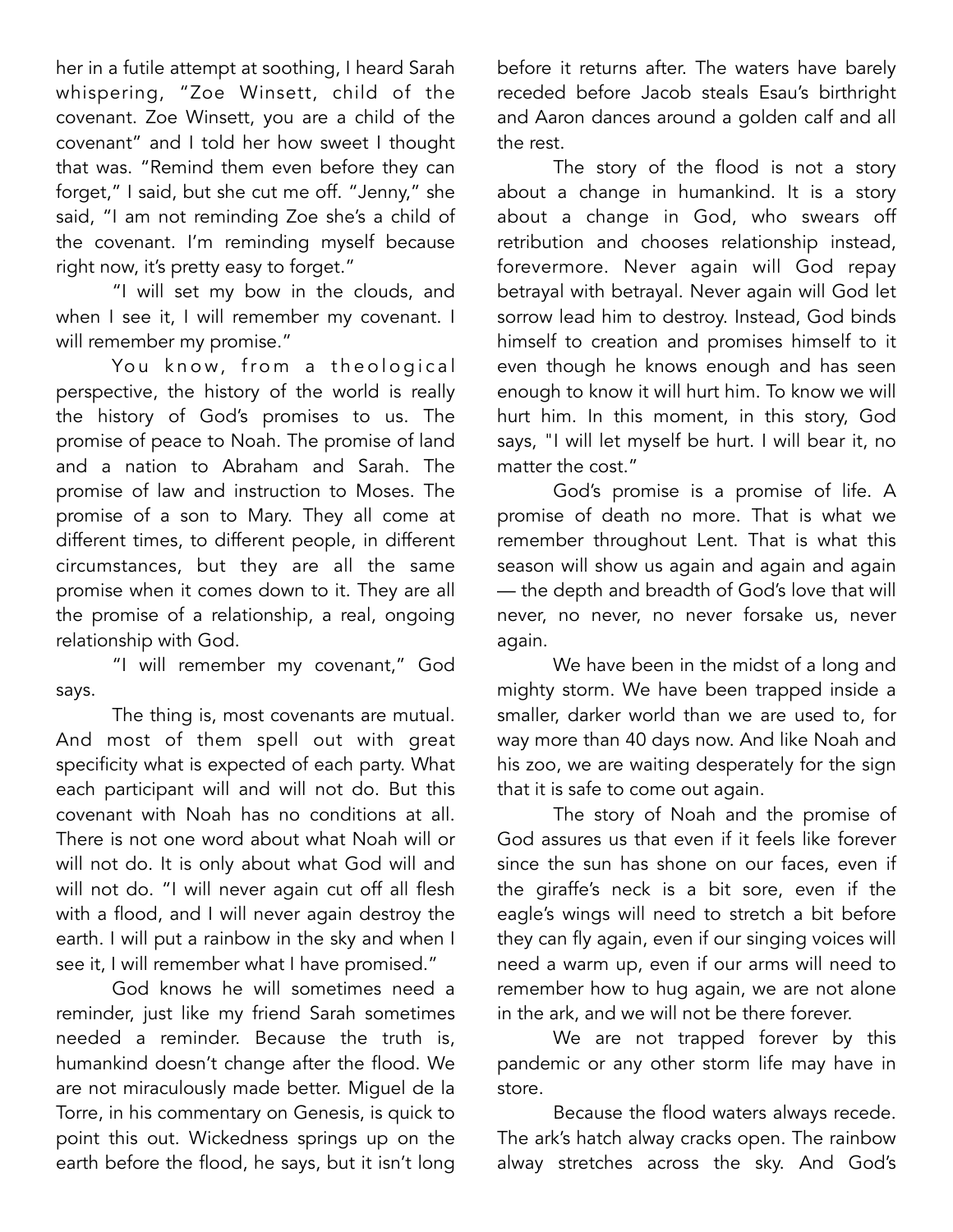her in a futile attempt at soothing, I heard Sarah whispering, "Zoe Winsett, child of the covenant. Zoe Winsett, you are a child of the covenant" and I told her how sweet I thought that was. "Remind them even before they can forget," I said, but she cut me off. "Jenny," she said, "I am not reminding Zoe she's a child of the covenant. I'm reminding myself because right now, it's pretty easy to forget."

"I will set my bow in the clouds, and when I see it, I will remember my covenant. I will remember my promise."

You know, from a theological perspective, the history of the world is really the history of God's promises to us. The promise of peace to Noah. The promise of land and a nation to Abraham and Sarah. The promise of law and instruction to Moses. The promise of a son to Mary. They all come at different times, to different people, in different circumstances, but they are all the same promise when it comes down to it. They are all the promise of a relationship, a real, ongoing relationship with God.

"I will remember my covenant," God says.

The thing is, most covenants are mutual. And most of them spell out with great specificity what is expected of each party. What each participant will and will not do. But this covenant with Noah has no conditions at all. There is not one word about what Noah will or will not do. It is only about what God will and will not do. "I will never again cut off all flesh with a flood, and I will never again destroy the earth. I will put a rainbow in the sky and when I see it, I will remember what I have promised."

God knows he will sometimes need a reminder, just like my friend Sarah sometimes needed a reminder. Because the truth is, humankind doesn't change after the flood. We are not miraculously made better. Miguel de la Torre, in his commentary on Genesis, is quick to point this out. Wickedness springs up on the earth before the flood, he says, but it isn't long before it returns after. The waters have barely receded before Jacob steals Esau's birthright and Aaron dances around a golden calf and all the rest.

The story of the flood is not a story about a change in humankind. It is a story about a change in God, who swears off retribution and chooses relationship instead, forevermore. Never again will God repay betrayal with betrayal. Never again will God let sorrow lead him to destroy. Instead, God binds himself to creation and promises himself to it even though he knows enough and has seen enough to know it will hurt him. To know we will hurt him. In this moment, in this story, God says, "I will let myself be hurt. I will bear it, no matter the cost."

God's promise is a promise of life. A promise of death no more. That is what we remember throughout Lent. That is what this season will show us again and again and again — the depth and breadth of God's love that will never, no never, no never forsake us, never again.

We have been in the midst of a long and mighty storm. We have been trapped inside a smaller, darker world than we are used to, for way more than 40 days now. And like Noah and his zoo, we are waiting desperately for the sign that it is safe to come out again.

The story of Noah and the promise of God assures us that even if it feels like forever since the sun has shone on our faces, even if the giraffe's neck is a bit sore, even if the eagle's wings will need to stretch a bit before they can fly again, even if our singing voices will need a warm up, even if our arms will need to remember how to hug again, we are not alone in the ark, and we will not be there forever.

We are not trapped forever by this pandemic or any other storm life may have in store.

Because the flood waters always recede. The ark's hatch alway cracks open. The rainbow alway stretches across the sky. And God's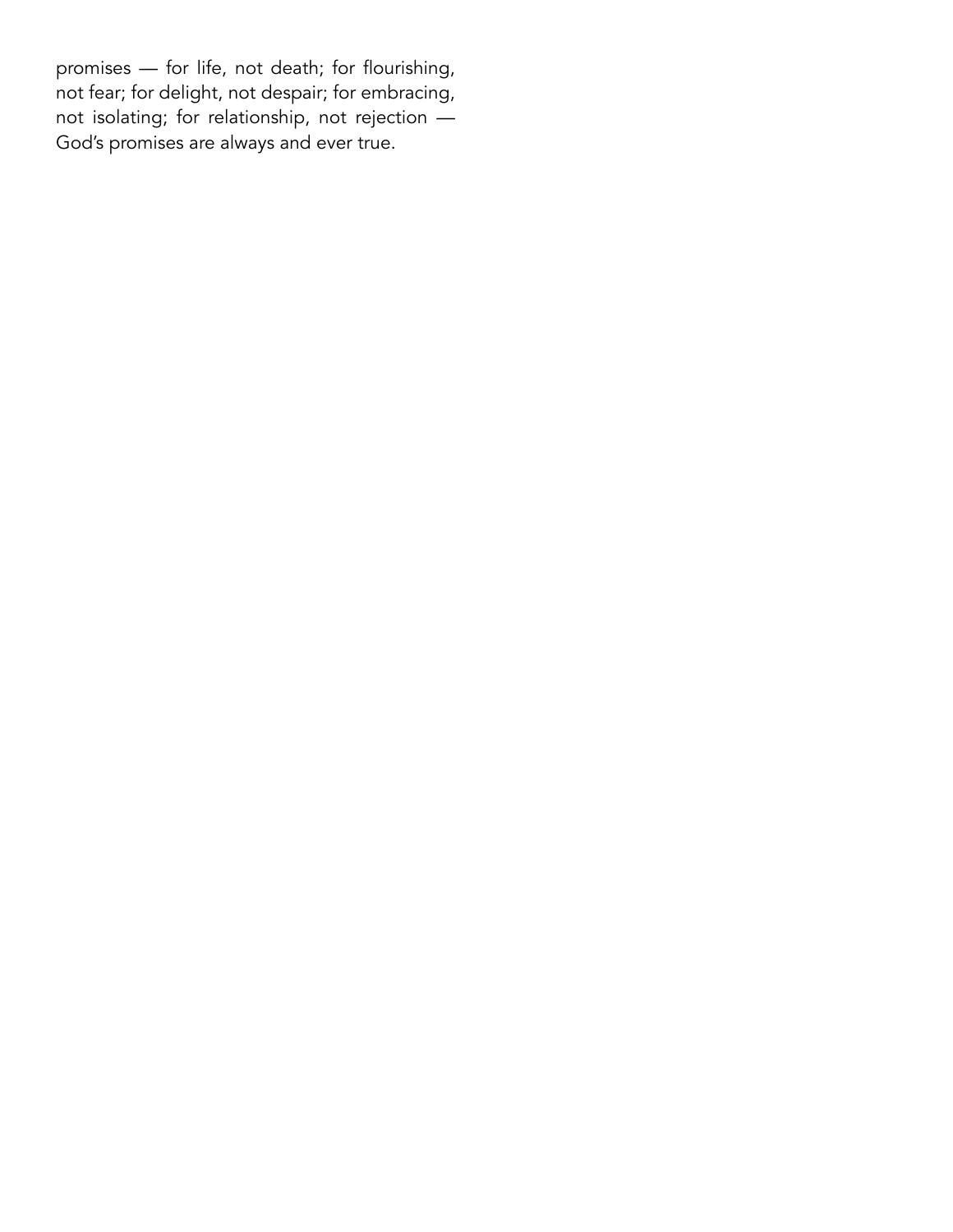promises — for life, not death; for flourishing, not fear; for delight, not despair; for embracing, not isolating; for relationship, not rejection — God's promises are always and ever true.